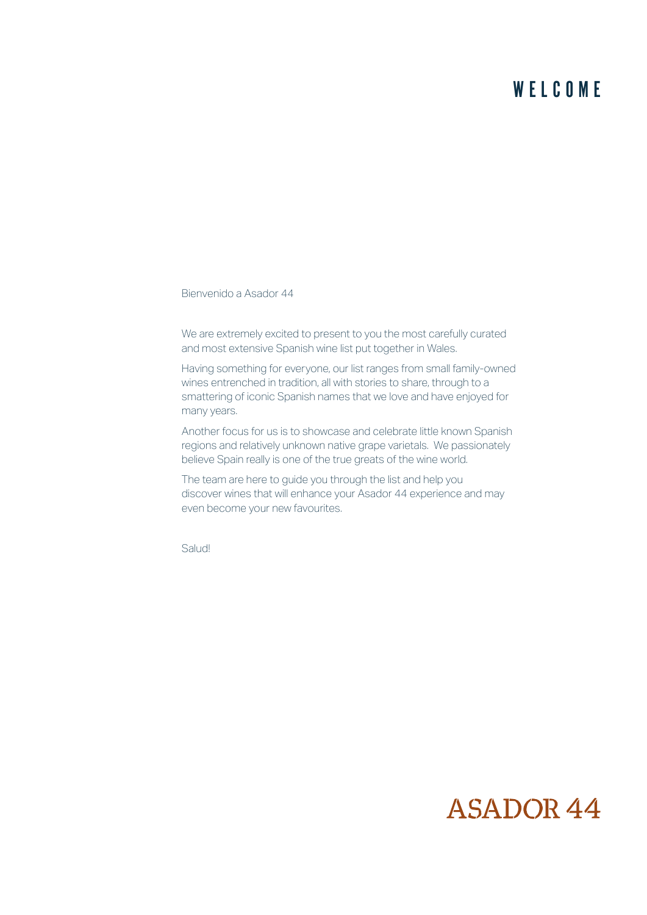# WELCOME

Bienvenido a Asador 44

We are extremely excited to present to you the most carefully curated and most extensive Spanish wine list put together in Wales.

Having something for everyone, our list ranges from small family-owned wines entrenched in tradition, all with stories to share, through to a smattering of iconic Spanish names that we love and have enjoyed for many years.

Another focus for us is to showcase and celebrate little known Spanish regions and relatively unknown native grape varietals.  We passionately believe Spain really is one of the true greats of the wine world.

The team are here to guide you through the list and help you discover wines that will enhance your Asador 44 experience and may even become your new favourites.

Salud!

ASADOR 44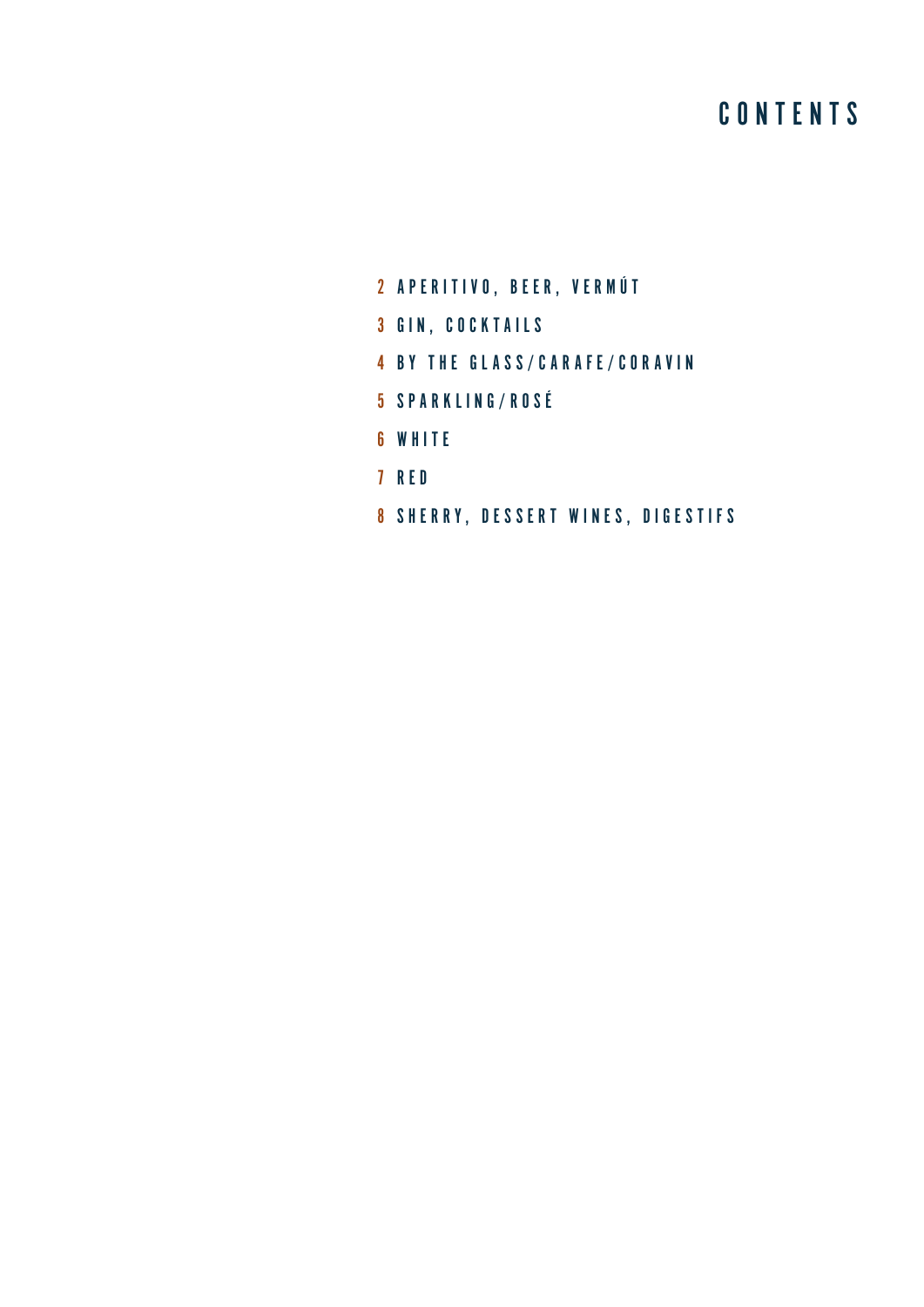# CONTENTS

- 2 APERITIVO, BEER, VERMÚT
- 3 GIN, COCKTAILS
- 4 BY THE GLASS/CARAFE/CORAVIN
- 5 SPARKLING/ROSÉ
- 6 WHITE
- 7 RED
- 8 SHERRY, DESSERT WINES, DIGESTIFS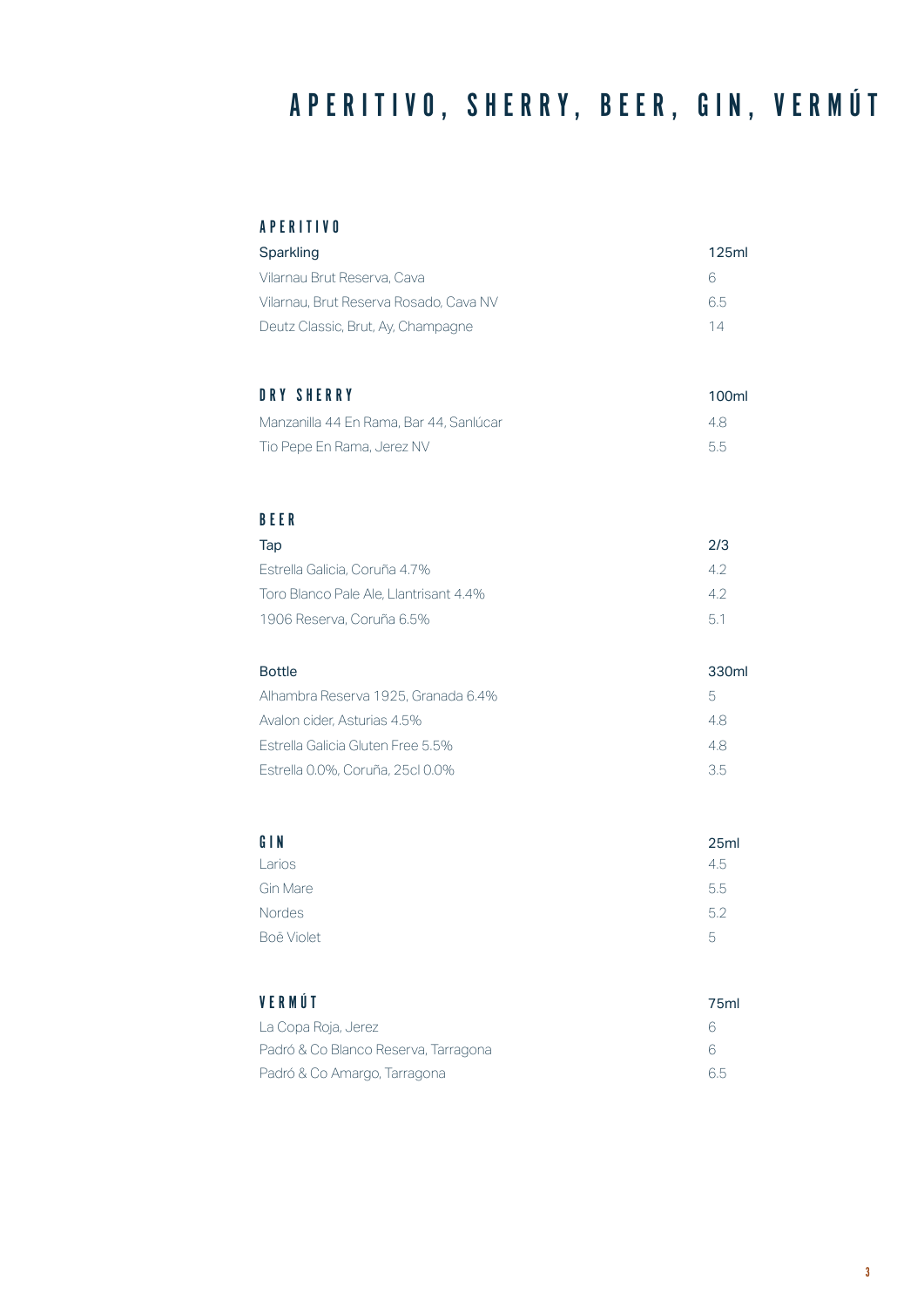# APERITIVO, SHERRY, BEER, GIN, VERMÚT

## APERITIVO

| Sparkling | 125ml |
|---|---|
| Vilarnau Brut Reserva, Cava | 6 |
| Vilarnau, Brut Reserva Rosado, Cava NV | 6.5 |
| Deutz Classic, Brut, Ay, Champagne | 14 |

## DRY SHERRY

| | 100ml |
|---|---|
| Manzanilla 44 En Rama, Bar 44, Sanlúcar | 4.8 |
| Tio Pepe En Rama, Jerez NV | 5.5 |

## BEER

| Tap | 2/3 |
|---|---|
| Estrella Galicia, Coruña 4.7% | 4.2 |
| Toro Blanco Pale Ale, Llantrisant 4.4% | 4.2 |
| 1906 Reserva, Coruña 6.5% | 5.1 |

| Bottle | 330ml |
|---|---|
| Alhambra Reserva 1925, Granada 6.4% | 5 |
| Avalon cider, Asturias 4.5% | 4.8 |
| Estrella Galicia Gluten Free 5.5% | 4.8 |
| Estrella 0.0%, Coruña, 25cl 0.0% | 3.5 |

## GIN

| | 25ml |
|---|---|
| Larios | 4.5 |
| Gin Mare | 5.5 |
| Nordes | 5.2 |
| Boë Violet | 5 |

## VERMÚT

| | 75ml |
|---|---|
| La Copa Roja, Jerez | 6 |
| Padró & Co Blanco Reserva, Tarragona | 6 |
| Padró & Co Amargo, Tarragona | 6.5 |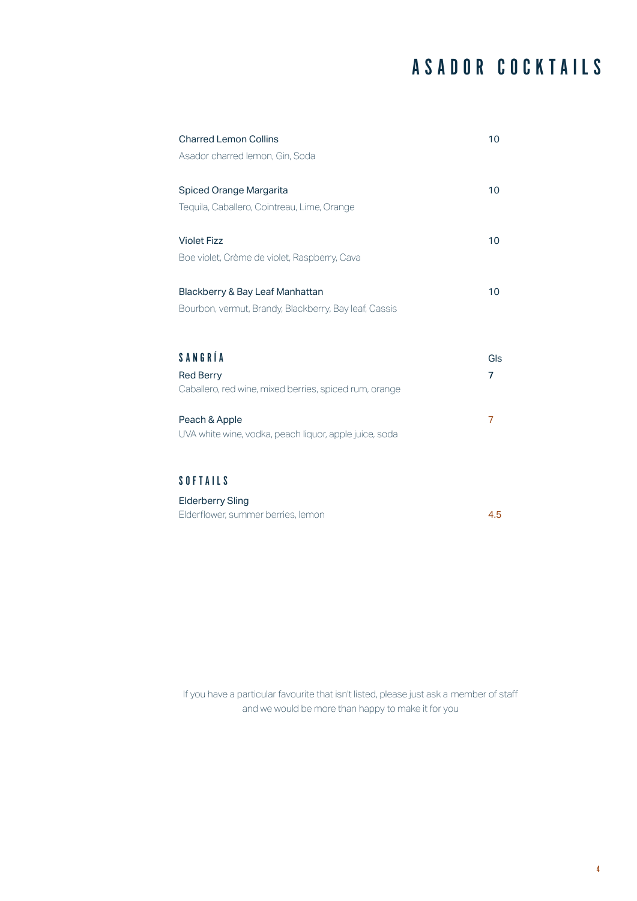# ASADOR COCKTAILS

**Charted Lemon Collins** 10
Asador charred lemon, Gin, Soda

**Spiced Orange Margarita** 10
Tequila, Caballero, Cointreau, Lime, Orange

**Violet Fizz** 10
Boe violet, Crème de violet, Raspberry, Cava

**Blackberry & Bay Leaf Manhattan** 10
Bourbon, vermut, Brandy, Blackberry, Bay leaf, Cassis

## SANGRÍA

| | Gls |
|---|---|
| **Red Berry**<br>Caballero, red wine, mixed berries, spiced rum, orange | 7 |
| **Peach & Apple**<br>UVA white wine, vodka, peach liquor, apple juice, soda | 7 |

## SOFTAILS

**Elderberry Sling**
Elderflower, summer berries, lemon 4.5

If you have a particular favourite that isn't listed, please just ask a member of staff and we would be more than happy to make it for you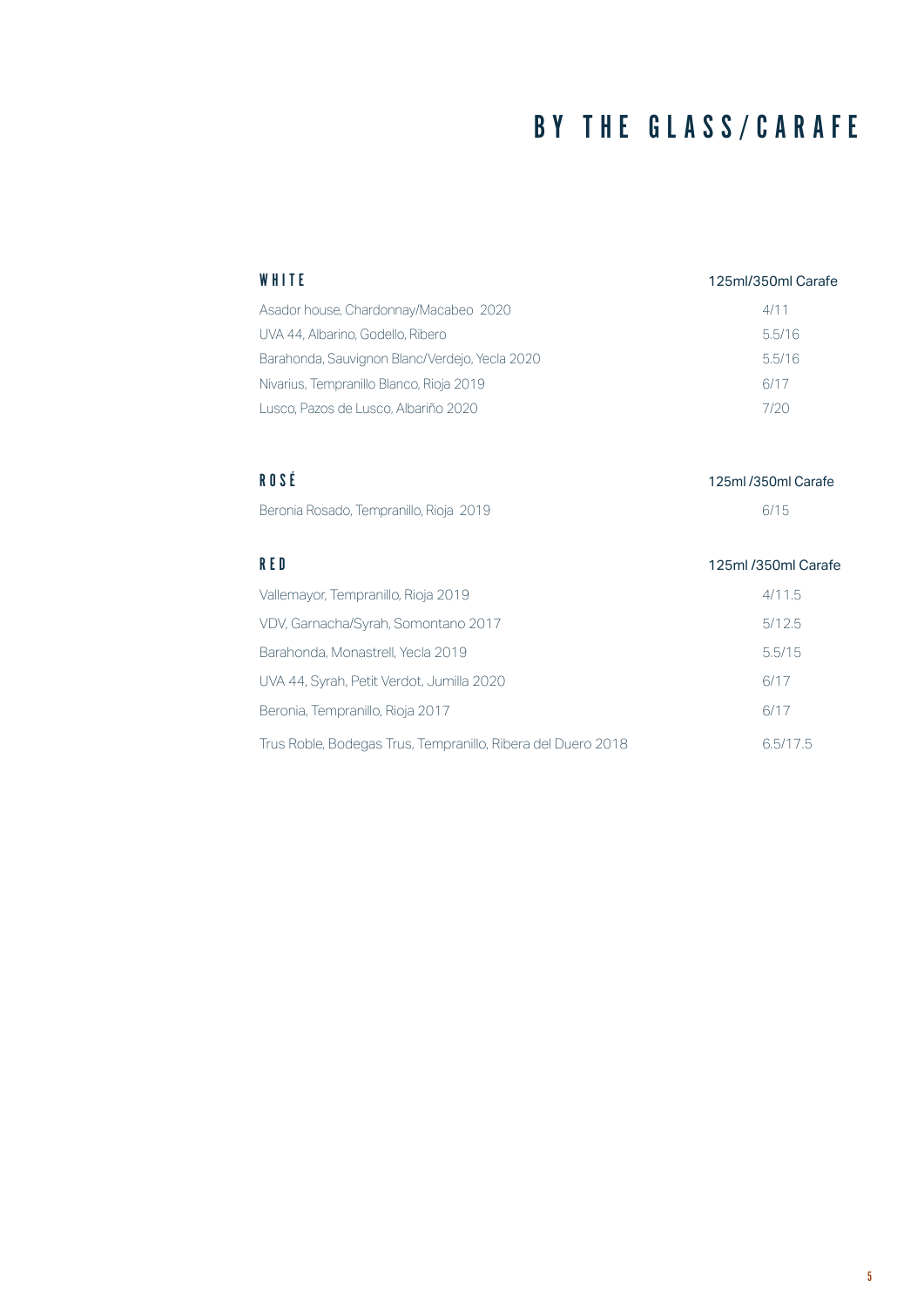# BY THE GLASS/CARAFE

| WHITE | 125ml/350ml Carafe |
| --- | --- |
| Asador house, Chardonnay/Macabeo 2020 | 4/11 |
| UVA 44, Albarino, Godello, Ribero | 5.5/16 |
| Barahonda, Sauvignon Blanc/Verdejo, Yecla 2020 | 5.5/16 |
| Nivarius, Tempranillo Blanco, Rioja 2019 | 6/17 |
| Lusco, Pazos de Lusco, Albariño 2020 | 7/20 |

| ROSÉ | 125ml /350ml Carafe |
| --- | --- |
| Beronia Rosado, Tempranillo, Rioja 2019 | 6/15 |

| RED | 125ml /350ml Carafe |
| --- | --- |
| Vallemayor, Tempranillo, Rioja 2019 | 4/11.5 |
| VDV, Garnacha/Syrah, Somontano 2017 | 5/12.5 |
| Barahonda, Monastrell, Yecla 2019 | 5.5/15 |
| UVA 44, Syrah, Petit Verdot, Jumilla 2020 | 6/17 |
| Beronia, Tempranillo, Rioja 2017 | 6/17 |
| Trus Roble, Bodegas Trus, Tempranillo, Ribera del Duero 2018 | 6.5/17.5 |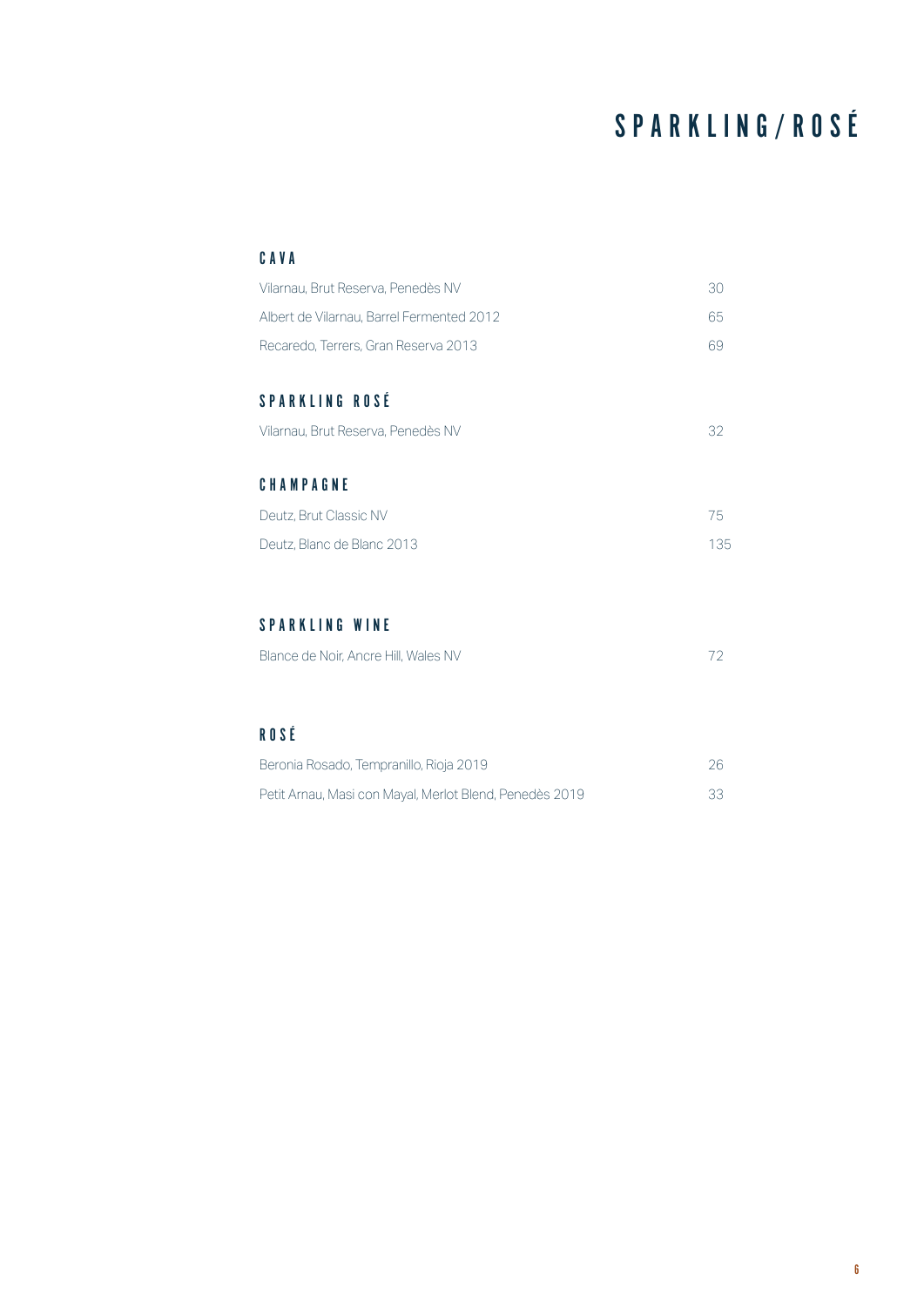# SPARKLING/ROSÉ

## CAVA

| | |
|---|---|
| Vilarnau, Brut Reserva, Penedès NV | 30 |
| Albert de Vilarnau, Barrel Fermented 2012 | 65 |
| Recaredo, Terrers, Gran Reserva 2013 | 69 |

## SPARKLING ROSÉ

| | |
|---|---|
| Vilarnau, Brut Reserva, Penedès NV | 32 |

## CHAMPAGNE

| | |
|---|---|
| Deutz, Brut Classic NV | 75 |
| Deutz, Blanc de Blanc 2013 | 135 |

## SPARKLING WINE

| | |
|---|---|
| Blance de Noir, Ancre Hill, Wales NV | 72 |

## ROSÉ

| | |
|---|---|
| Beronia Rosado, Tempranillo, Rioja 2019 | 26 |
| Petit Arnau, Masi con Mayal, Merlot Blend, Penedès 2019 | 33 |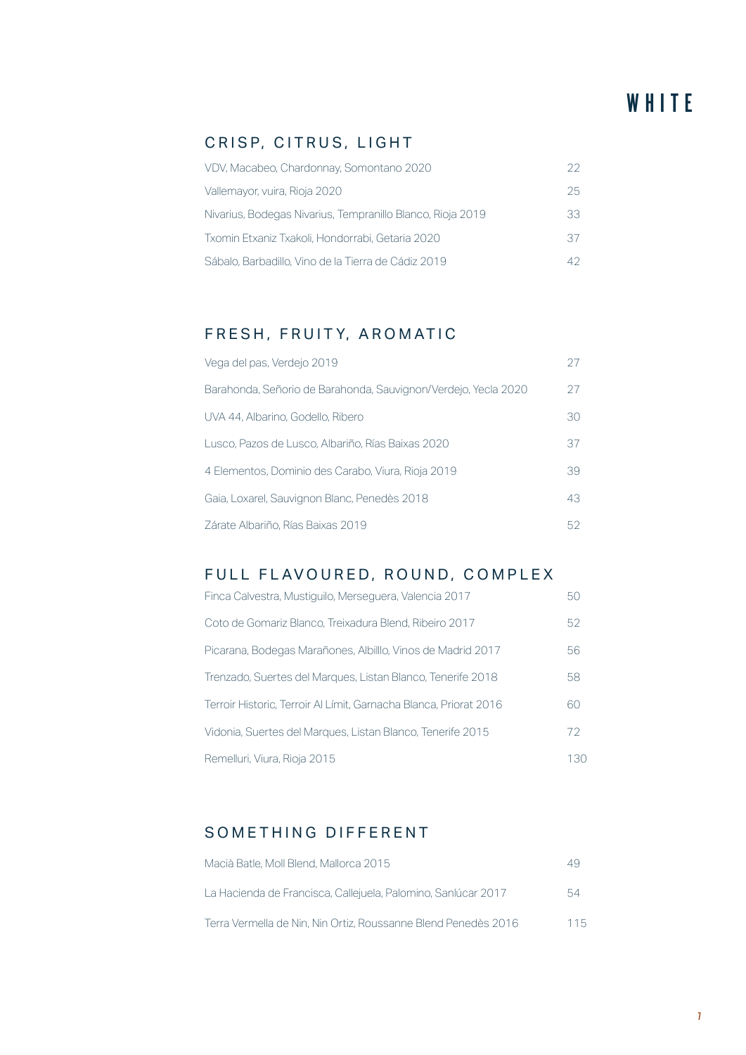# WHITE

## CRISP, CITRUS, LIGHT

| Wine | Price |
| --- | --- |
| VDV, Macabeo, Chardonnay, Somontano 2020 | 22 |
| Vallemayor, vuira, Rioja 2020 | 25 |
| Nivarius, Bodegas Nivarius, Tempranillo Blanco, Rioja 2019 | 33 |
| Txomin Etxaniz Txakoli, Hondorrabi, Getaria 2020 | 37 |
| Sábalo, Barbadillo, Vino de la Tierra de Cádiz 2019 | 42 |

## FRESH, FRUITY, AROMATIC

| Wine | Price |
| --- | --- |
| Vega del pas, Verdejo 2019 | 27 |
| Barahonda, Señorio de Barahonda, Sauvignon/Verdejo, Yecla 2020 | 27 |
| UVA 44, Albarino, Godello, Ribero | 30 |
| Lusco, Pazos de Lusco, Albariño, Rías Baixas 2020 | 37 |
| 4 Elementos, Dominio des Carabo, Viura, Rioja 2019 | 39 |
| Gaia, Loxarel, Sauvignon Blanc, Penedès 2018 | 43 |
| Zárate Albariño, Rías Baixas 2019 | 52 |

## FULL FLAVOURED, ROUND, COMPLEX

| Wine | Price |
| --- | --- |
| Finca Calvestra, Mustiguilo, Merseguera, Valencia 2017 | 50 |
| Coto de Gomariz Blanco, Treixadura Blend, Ribeiro 2017 | 52 |
| Picarana, Bodegas Marañones, Albilllo, Vinos de Madrid 2017 | 56 |
| Trenzado, Suertes del Marques, Listan Blanco, Tenerife 2018 | 58 |
| Terroir Historic, Terroir Al Límit, Garnacha Blanca, Priorat 2016 | 60 |
| Vidonia, Suertes del Marques, Listan Blanco, Tenerife 2015 | 72 |
| Remelluri, Viura, Rioja 2015 | 130 |

## SOMETHING DIFFERENT

| Wine | Price |
| --- | --- |
| Macià Batle, Moll Blend, Mallorca 2015 | 49 |
| La Hacienda de Francisca, Callejuela, Palomino, Sanlúcar 2017 | 54 |
| Terra Vermella de Nin, Nin Ortiz, Roussanne Blend Penedès 2016 | 115 |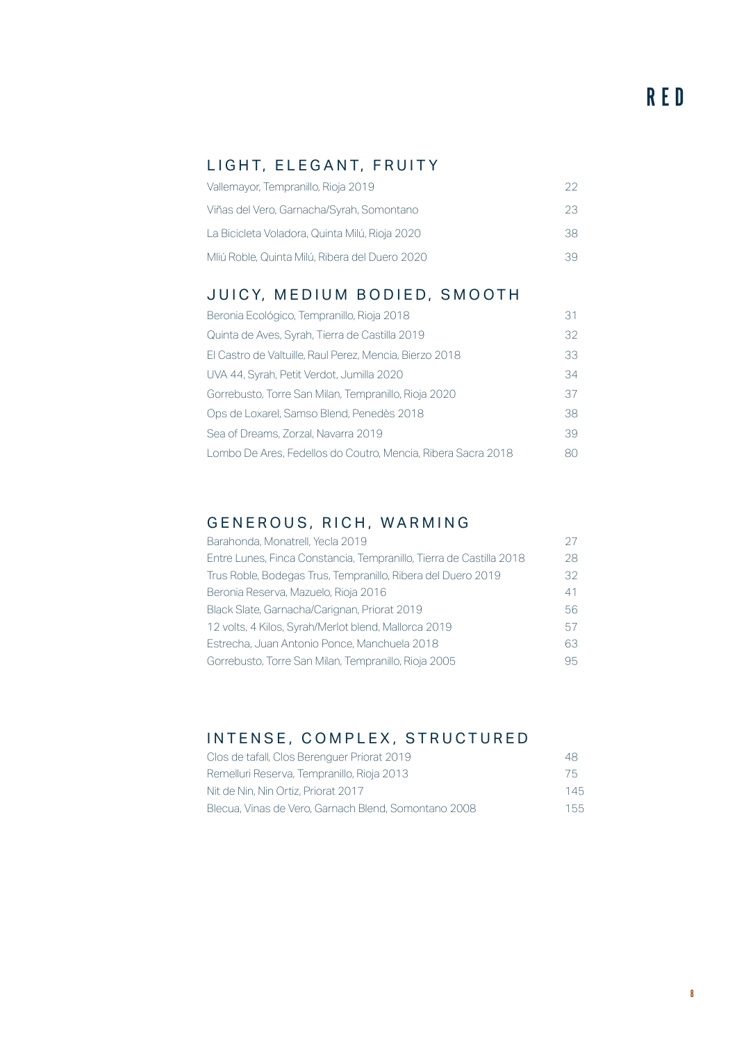# RED

## LIGHT, ELEGANT, FRUITY

| Wine | Price |
|---|---|
| Vallemayor, Tempranillo, Rioja 2019 | 22 |
| Viñas del Vero, Garnacha/Syrah, Somontano | 23 |
| La Bicicleta Voladora, Quinta Milú, Rioja 2020 | 38 |
| Mliú Roble, Quinta Milú, Ribera del Duero 2020 | 39 |

## JUICY, MEDIUM BODIED, SMOOTH

| Wine | Price |
|---|---|
| Beronia Ecológico, Tempranillo, Rioja 2018 | 31 |
| Quinta de Aves, Syrah, Tierra de Castilla 2019 | 32 |
| El Castro de Valtuille, Raul Perez, Mencia, Bierzo 2018 | 33 |
| UVA 44, Syrah, Petit Verdot, Jumilla 2020 | 34 |
| Gorrebusto, Torre San Milan, Tempranillo, Rioja 2020 | 37 |
| Ops de Loxarel, Samso Blend, Penedès 2018 | 38 |
| Sea of Dreams, Zorzal, Navarra 2019 | 39 |
| Lombo De Ares, Fedellos do Coutro, Mencia, Ribera Sacra 2018 | 80 |

## GENEROUS, RICH, WARMING

| Wine | Price |
|---|---|
| Barahonda, Monatrell, Yecla 2019 | 27 |
| Entre Lunes, Finca Constancia, Tempranillo, Tierra de Castilla 2018 | 28 |
| Trus Roble, Bodegas Trus, Tempranillo, Ribera del Duero 2019 | 32 |
| Beronia Reserva, Mazuelo, Rioja 2016 | 41 |
| Black Slate, Garnacha/Carignan, Priorat 2019 | 56 |
| 12 volts, 4 Kilos, Syrah/Merlot blend, Mallorca 2019 | 57 |
| Estrecha, Juan Antonio Ponce, Manchuela 2018 | 63 |
| Gorrebusto, Torre San Milan, Tempranillo, Rioja 2005 | 95 |

## INTENSE, COMPLEX, STRUCTURED

| Wine | Price |
|---|---|
| Clos de tafall, Clos Berenguer Priorat 2019 | 48 |
| Remelluri Reserva, Tempranillo, Rioja 2013 | 75 |
| Nit de Nin, Nin Ortiz, Priorat 2017 | 145 |
| Blecua, Vinas de Vero, Garnach Blend, Somontano 2008 | 155 |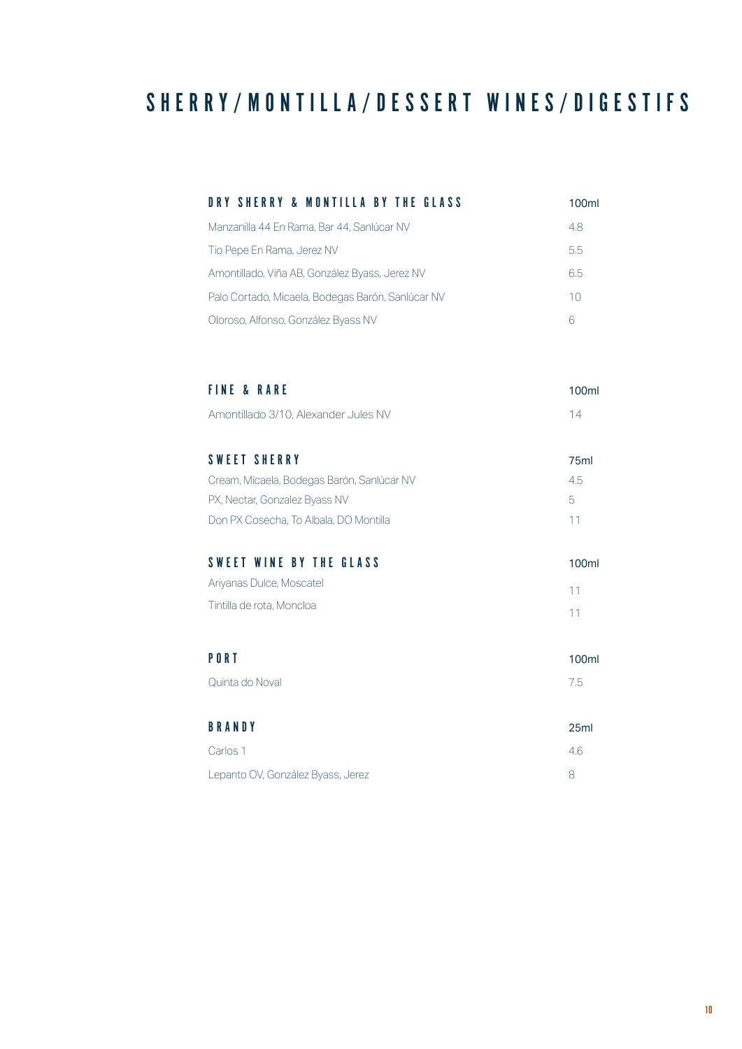# SHERRY/MONTILLA/DESSERT WINES/DIGESTIFS

| DRY SHERRY & MONTILLA BY THE GLASS | 100ml |
| --- | --- |
| Manzanilla 44 En Rama, Bar 44, Sanlúcar NV | 4.8 |
| Tio Pepe En Rama, Jerez NV | 5.5 |
| Amontillado, Viña AB, González Byass, Jerez NV | 6.5 |
| Palo Cortado, Micaela, Bodegas Barón, Sanlúcar NV | 10 |
| Oloroso, Alfonso, González Byass NV | 6 |

| FINE & RARE | 100ml |
| --- | --- |
| Amontillado 3/10, Alexander Jules NV | 14 |

| SWEET SHERRY | 75ml |
| --- | --- |
| Cream, Micaela, Bodegas Barón, Sanlúcar NV | 4.5 |
| PX, Nectar, Gonzalez Byass NV | 5 |
| Don PX Cosecha, To Albala, DO Montilla | 11 |

| SWEET WINE BY THE GLASS | 100ml |
| --- | --- |
| Ariyanas Dulce, Moscatel | 11 |
| Tintilla de rota, Moncloa | 11 |

| PORT | 100ml |
| --- | --- |
| Quinta do Noval | 7.5 |

| BRANDY | 25ml |
| --- | --- |
| Carlos 1 | 4.6 |
| Lepanto OV, González Byass, Jerez | 8 |